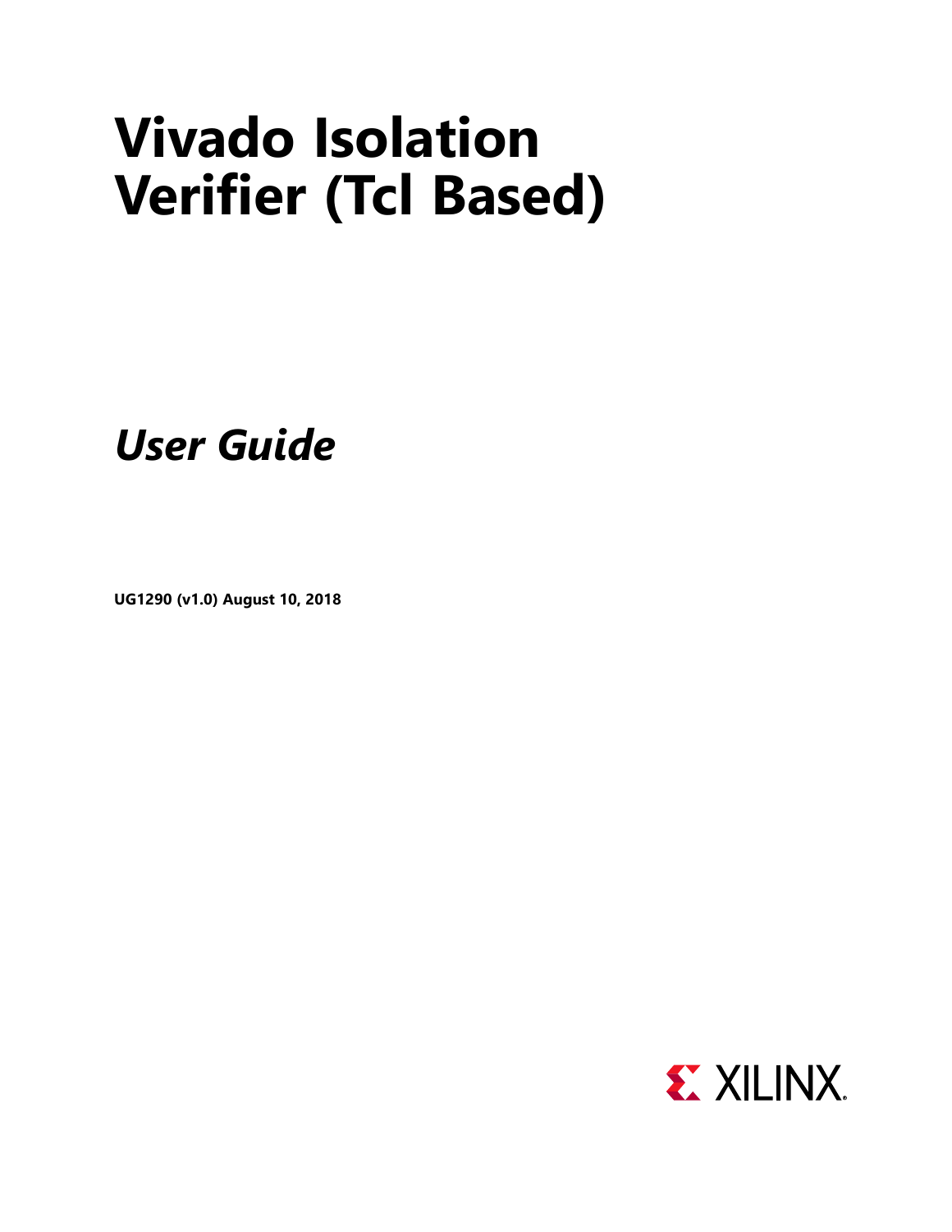# Vivado Isolation Verifier (Tcl Based)

## *User Guide*

**UG1290 (v1.0) August 10, 2018**

XILINX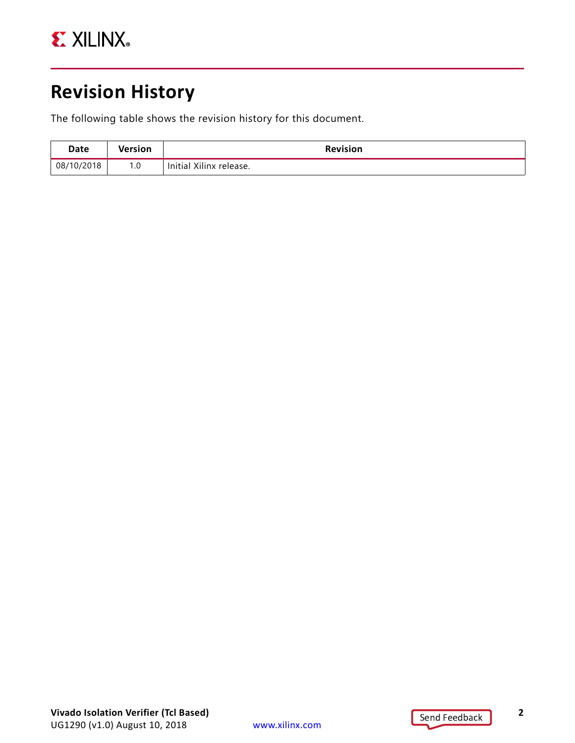# Revision History

The following table shows the revision history for this document.

| Date | Version | Revision |
|---|---|---|
| 08/10/2018 | 1.0 | Initial Xilinx release. |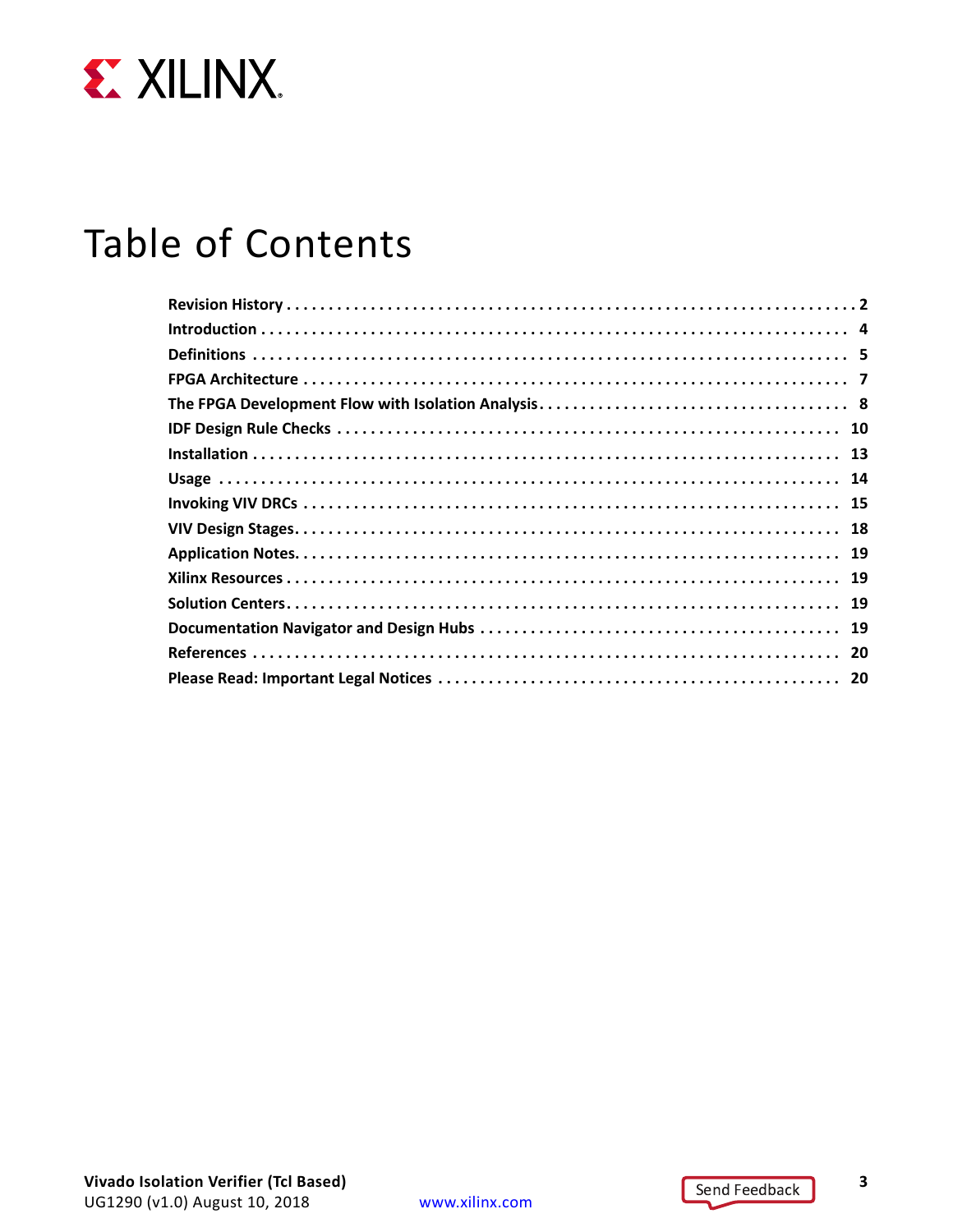# Table of Contents

| | |
|---|---|
| **Revision History** | **2** |
| **Introduction** | **4** |
| **Definitions** | **5** |
| **FPGA Architecture** | **7** |
| **The FPGA Development Flow with Isolation Analysis** | **8** |
| **IDF Design Rule Checks** | **10** |
| **Installation** | **13** |
| **Usage** | **14** |
| **Invoking VIV DRCs** | **15** |
| **VIV Design Stages** | **18** |
| **Application Notes** | **19** |
| **Xilinx Resources** | **19** |
| **Solution Centers** | **19** |
| **Documentation Navigator and Design Hubs** | **19** |
| **References** | **20** |
| **Please Read: Important Legal Notices** | **20** |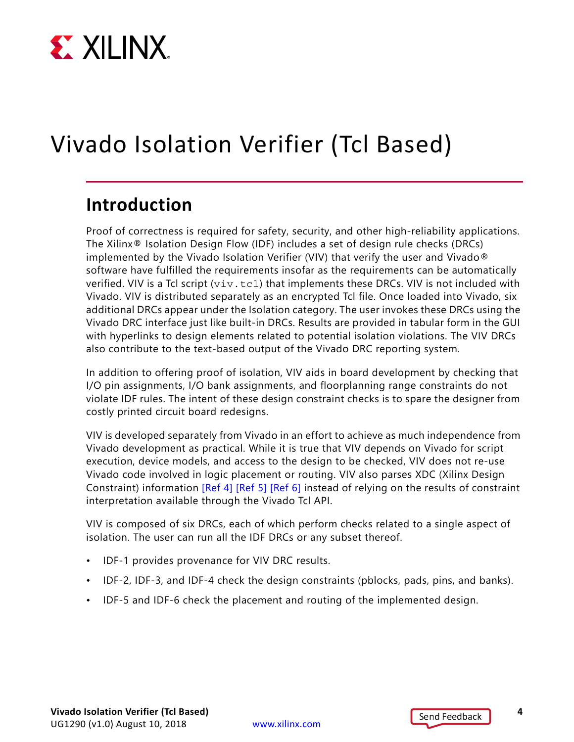# Vivado Isolation Verifier (Tcl Based)

## Introduction

Proof of correctness is required for safety, security, and other high-reliability applications. The Xilinx® Isolation Design Flow (IDF) includes a set of design rule checks (DRCs) implemented by the Vivado Isolation Verifier (VIV) that verify the user and Vivado® software have fulfilled the requirements insofar as the requirements can be automatically verified. VIV is a Tcl script (`viv.tcl`) that implements these DRCs. VIV is not included with Vivado. VIV is distributed separately as an encrypted Tcl file. Once loaded into Vivado, six additional DRCs appear under the Isolation category. The user invokes these DRCs using the Vivado DRC interface just like built-in DRCs. Results are provided in tabular form in the GUI with hyperlinks to design elements related to potential isolation violations. The VIV DRCs also contribute to the text-based output of the Vivado DRC reporting system.

In addition to offering proof of isolation, VIV aids in board development by checking that I/O pin assignments, I/O bank assignments, and floorplanning range constraints do not violate IDF rules. The intent of these design constraint checks is to spare the designer from costly printed circuit board redesigns.

VIV is developed separately from Vivado in an effort to achieve as much independence from Vivado development as practical. While it is true that VIV depends on Vivado for script execution, device models, and access to the design to be checked, VIV does not re-use Vivado code involved in logic placement or routing. VIV also parses XDC (Xilinx Design Constraint) information [Ref 4] [Ref 5] [Ref 6] instead of relying on the results of constraint interpretation available through the Vivado Tcl API.

VIV is composed of six DRCs, each of which perform checks related to a single aspect of isolation. The user can run all the IDF DRCs or any subset thereof.

- IDF-1 provides provenance for VIV DRC results.
- IDF-2, IDF-3, and IDF-4 check the design constraints (pblocks, pads, pins, and banks).
- IDF-5 and IDF-6 check the placement and routing of the implemented design.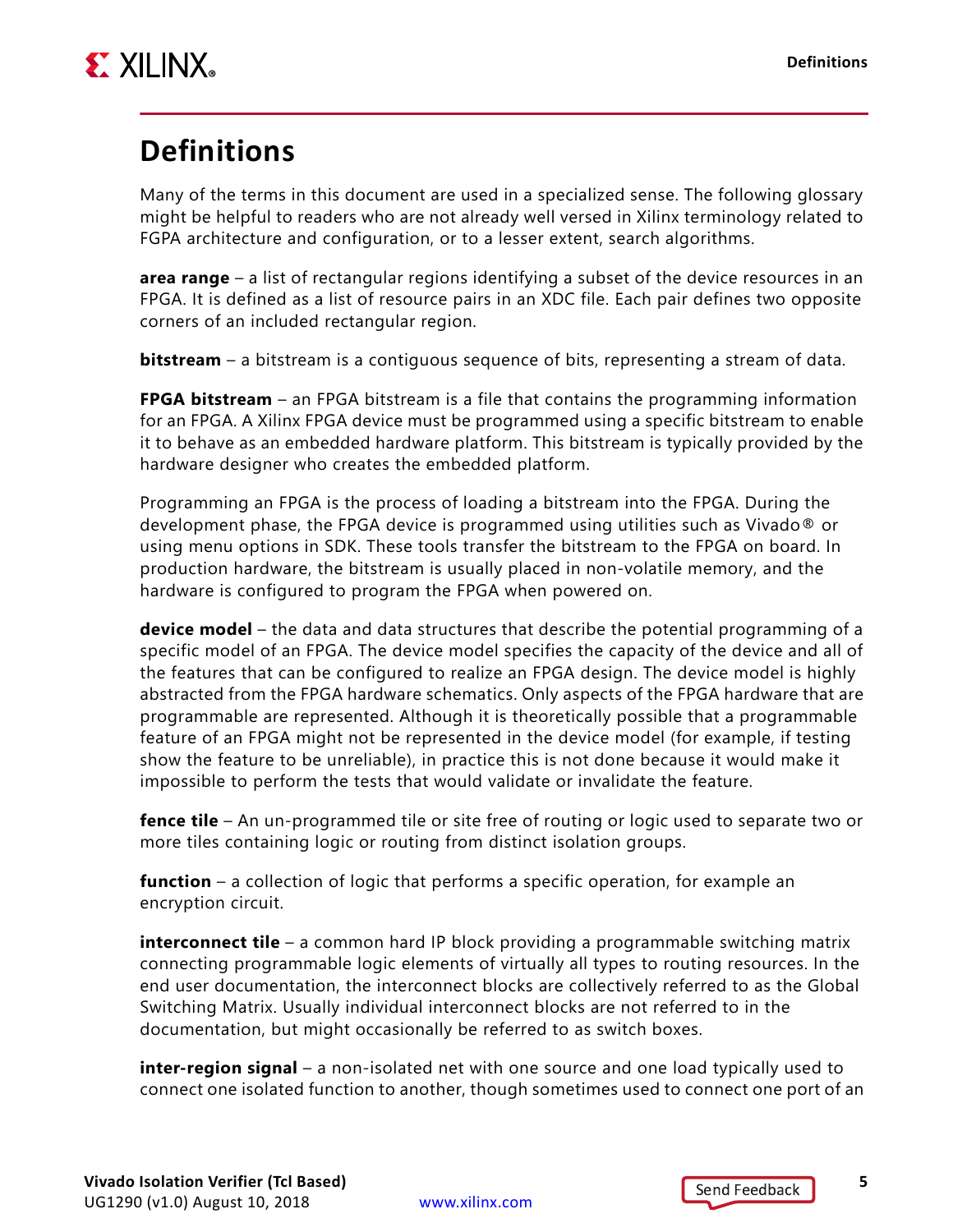# Definitions

Many of the terms in this document are used in a specialized sense. The following glossary might be helpful to readers who are not already well versed in Xilinx terminology related to FGPA architecture and configuration, or to a lesser extent, search algorithms.

**area range** – a list of rectangular regions identifying a subset of the device resources in an FPGA. It is defined as a list of resource pairs in an XDC file. Each pair defines two opposite corners of an included rectangular region.

**bitstream** – a bitstream is a contiguous sequence of bits, representing a stream of data.

**FPGA bitstream** – an FPGA bitstream is a file that contains the programming information for an FPGA. A Xilinx FPGA device must be programmed using a specific bitstream to enable it to behave as an embedded hardware platform. This bitstream is typically provided by the hardware designer who creates the embedded platform.

Programming an FPGA is the process of loading a bitstream into the FPGA. During the development phase, the FPGA device is programmed using utilities such as Vivado® or using menu options in SDK. These tools transfer the bitstream to the FPGA on board. In production hardware, the bitstream is usually placed in non-volatile memory, and the hardware is configured to program the FPGA when powered on.

**device model** – the data and data structures that describe the potential programming of a specific model of an FPGA. The device model specifies the capacity of the device and all of the features that can be configured to realize an FPGA design. The device model is highly abstracted from the FPGA hardware schematics. Only aspects of the FPGA hardware that are programmable are represented. Although it is theoretically possible that a programmable feature of an FPGA might not be represented in the device model (for example, if testing show the feature to be unreliable), in practice this is not done because it would make it impossible to perform the tests that would validate or invalidate the feature.

**fence tile** – An un-programmed tile or site free of routing or logic used to separate two or more tiles containing logic or routing from distinct isolation groups.

**function** – a collection of logic that performs a specific operation, for example an encryption circuit.

**interconnect tile** – a common hard IP block providing a programmable switching matrix connecting programmable logic elements of virtually all types to routing resources. In the end user documentation, the interconnect blocks are collectively referred to as the Global Switching Matrix. Usually individual interconnect blocks are not referred to in the documentation, but might occasionally be referred to as switch boxes.

**inter-region signal** – a non-isolated net with one source and one load typically used to connect one isolated function to another, though sometimes used to connect one port of an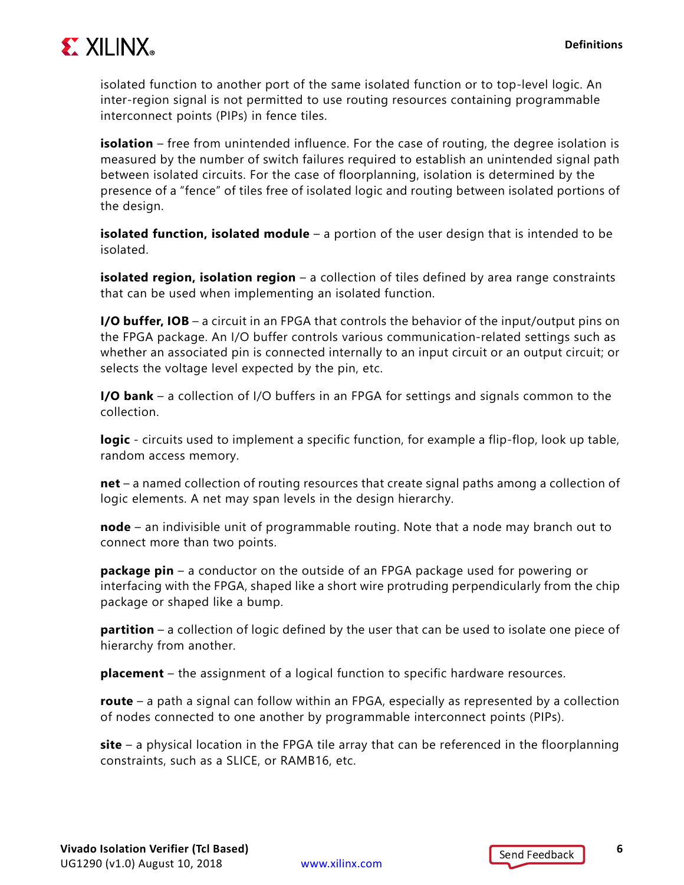isolated function to another port of the same isolated function or to top-level logic. An inter-region signal is not permitted to use routing resources containing programmable interconnect points (PIPs) in fence tiles.

**isolation** – free from unintended influence. For the case of routing, the degree isolation is measured by the number of switch failures required to establish an unintended signal path between isolated circuits. For the case of floorplanning, isolation is determined by the presence of a “fence” of tiles free of isolated logic and routing between isolated portions of the design.

**isolated function, isolated module** – a portion of the user design that is intended to be isolated.

**isolated region, isolation region** – a collection of tiles defined by area range constraints that can be used when implementing an isolated function.

**I/O buffer, IOB** – a circuit in an FPGA that controls the behavior of the input/output pins on the FPGA package. An I/O buffer controls various communication-related settings such as whether an associated pin is connected internally to an input circuit or an output circuit; or selects the voltage level expected by the pin, etc.

**I/O bank** – a collection of I/O buffers in an FPGA for settings and signals common to the collection.

**logic** - circuits used to implement a specific function, for example a flip-flop, look up table, random access memory.

**net** – a named collection of routing resources that create signal paths among a collection of logic elements. A net may span levels in the design hierarchy.

**node** – an indivisible unit of programmable routing. Note that a node may branch out to connect more than two points.

**package pin** – a conductor on the outside of an FPGA package used for powering or interfacing with the FPGA, shaped like a short wire protruding perpendicularly from the chip package or shaped like a bump.

**partition** – a collection of logic defined by the user that can be used to isolate one piece of hierarchy from another.

**placement** – the assignment of a logical function to specific hardware resources.

**route** – a path a signal can follow within an FPGA, especially as represented by a collection of nodes connected to one another by programmable interconnect points (PIPs).

**site** – a physical location in the FPGA tile array that can be referenced in the floorplanning constraints, such as a SLICE, or RAMB16, etc.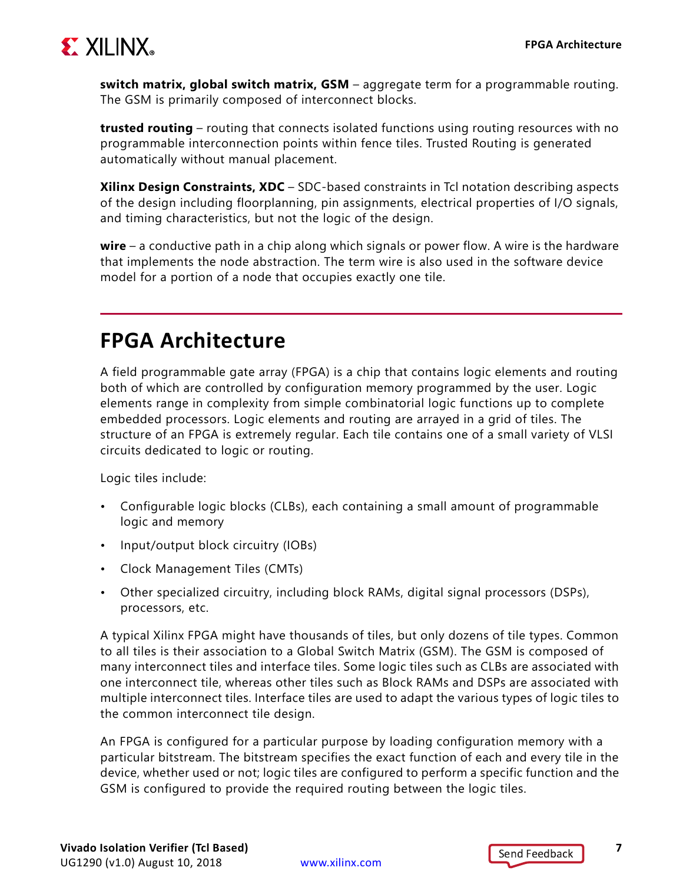**switch matrix, global switch matrix, GSM** – aggregate term for a programmable routing. The GSM is primarily composed of interconnect blocks.

**trusted routing** – routing that connects isolated functions using routing resources with no programmable interconnection points within fence tiles. Trusted Routing is generated automatically without manual placement.

**Xilinx Design Constraints, XDC** – SDC-based constraints in Tcl notation describing aspects of the design including floorplanning, pin assignments, electrical properties of I/O signals, and timing characteristics, but not the logic of the design.

**wire** – a conductive path in a chip along which signals or power flow. A wire is the hardware that implements the node abstraction. The term wire is also used in the software device model for a portion of a node that occupies exactly one tile.

# FPGA Architecture

A field programmable gate array (FPGA) is a chip that contains logic elements and routing both of which are controlled by configuration memory programmed by the user. Logic elements range in complexity from simple combinatorial logic functions up to complete embedded processors. Logic elements and routing are arrayed in a grid of tiles. The structure of an FPGA is extremely regular. Each tile contains one of a small variety of VLSI circuits dedicated to logic or routing.

Logic tiles include:

- Configurable logic blocks (CLBs), each containing a small amount of programmable logic and memory
- Input/output block circuitry (IOBs)
- Clock Management Tiles (CMTs)
- Other specialized circuitry, including block RAMs, digital signal processors (DSPs), processors, etc.

A typical Xilinx FPGA might have thousands of tiles, but only dozens of tile types. Common to all tiles is their association to a Global Switch Matrix (GSM). The GSM is composed of many interconnect tiles and interface tiles. Some logic tiles such as CLBs are associated with one interconnect tile, whereas other tiles such as Block RAMs and DSPs are associated with multiple interconnect tiles. Interface tiles are used to adapt the various types of logic tiles to the common interconnect tile design.

An FPGA is configured for a particular purpose by loading configuration memory with a particular bitstream. The bitstream specifies the exact function of each and every tile in the device, whether used or not; logic tiles are configured to perform a specific function and the GSM is configured to provide the required routing between the logic tiles.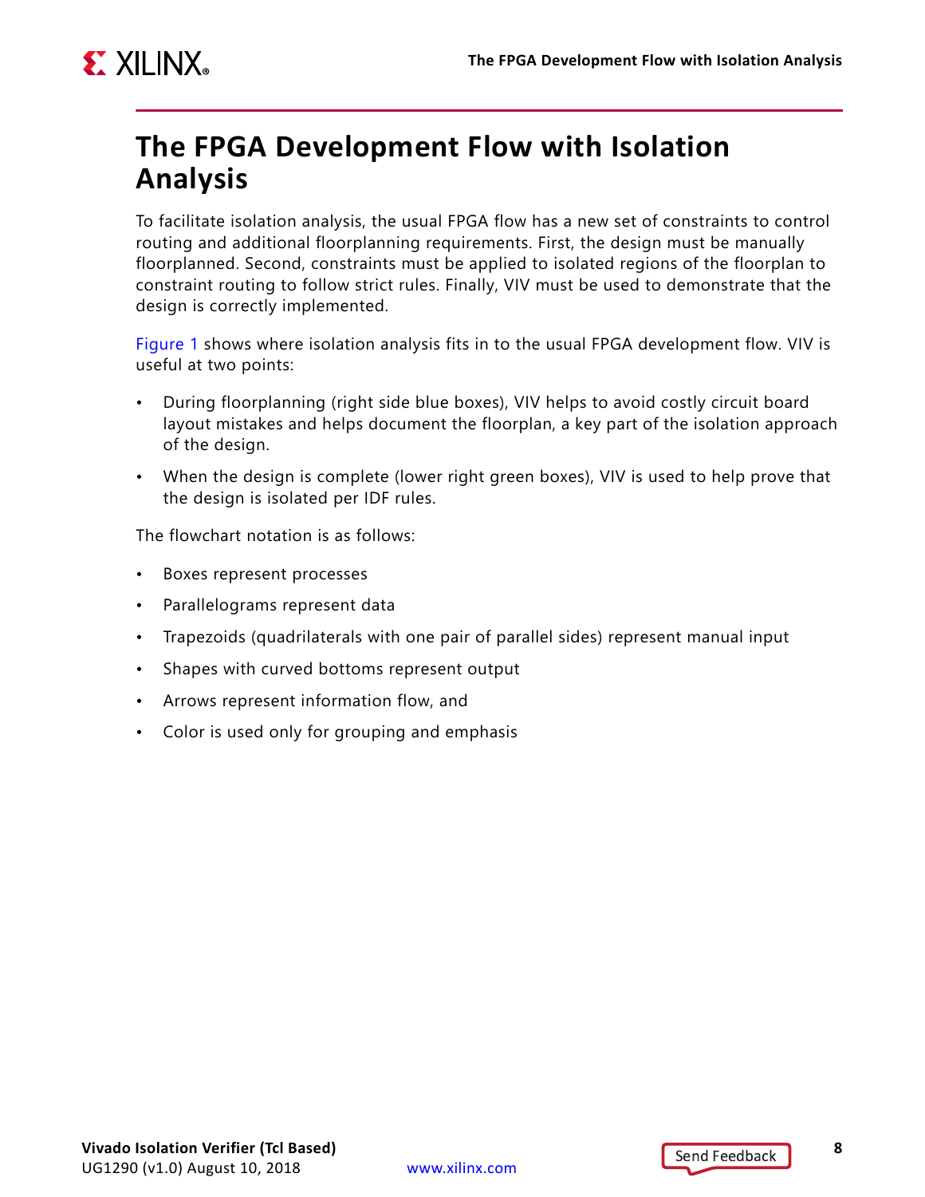# The FPGA Development Flow with Isolation Analysis

To facilitate isolation analysis, the usual FPGA flow has a new set of constraints to control routing and additional floorplanning requirements. First, the design must be manually floorplanned. Second, constraints must be applied to isolated regions of the floorplan to constraint routing to follow strict rules. Finally, VIV must be used to demonstrate that the design is correctly implemented.

Figure 1 shows where isolation analysis fits in to the usual FPGA development flow. VIV is useful at two points:

- During floorplanning (right side blue boxes), VIV helps to avoid costly circuit board layout mistakes and helps document the floorplan, a key part of the isolation approach of the design.
- When the design is complete (lower right green boxes), VIV is used to help prove that the design is isolated per IDF rules.

The flowchart notation is as follows:

- Boxes represent processes
- Parallelograms represent data
- Trapezoids (quadrilaterals with one pair of parallel sides) represent manual input
- Shapes with curved bottoms represent output
- Arrows represent information flow, and
- Color is used only for grouping and emphasis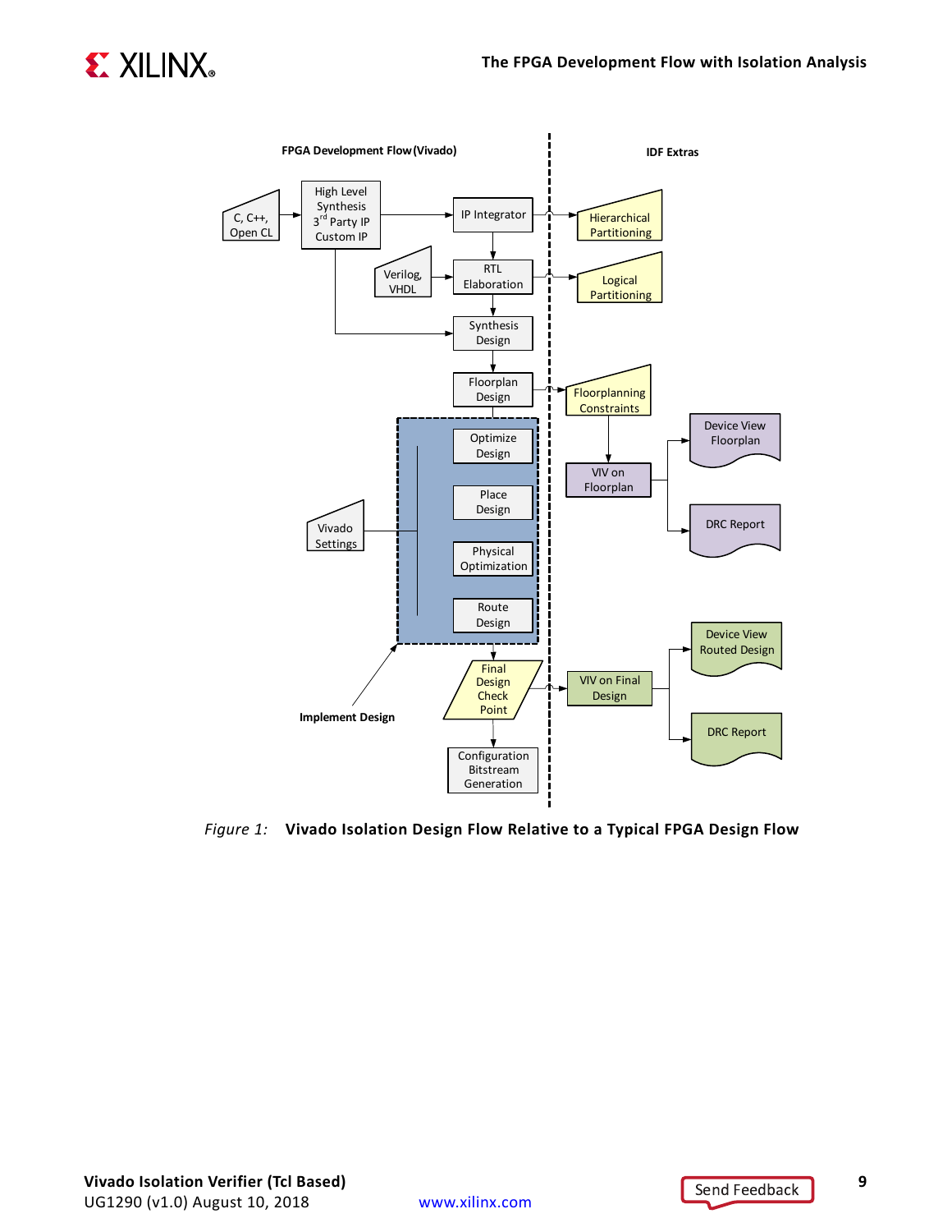FPGA Development Flow (Vivado)

IDF Extras

C, C++, Open CL

High Level Synthesis 3rd Party IP Custom IP

IP Integrator

Hierarchical Partitioning

Verilog, VHDL

RTL Elaboration

Logical Partitioning

Synthesis Design

Floorplan Design

Floorplanning Constraints

Device View Floorplan

Optimize Design

VIV on Floorplan

Place Design

DRC Report

Vivado Settings

Physical Optimization

Route Design

Device View Routed Design

Final Design Check Point

VIV on Final Design

Implement Design

DRC Report

Configuration Bitstream Generation

*Figure 1:* **Vivado Isolation Design Flow Relative to a Typical FPGA Design Flow**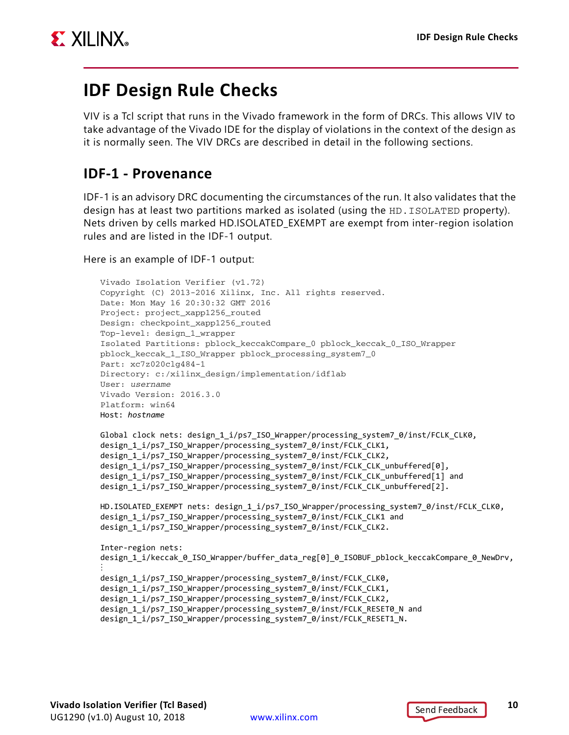# IDF Design Rule Checks

VIV is a Tcl script that runs in the Vivado framework in the form of DRCs. This allows VIV to take advantage of the Vivado IDE for the display of violations in the context of the design as it is normally seen. The VIV DRCs are described in detail in the following sections.

## IDF-1 - Provenance

IDF-1 is an advisory DRC documenting the circumstances of the run. It also validates that the design has at least two partitions marked as isolated (using the `HD.ISOLATED` property). Nets driven by cells marked HD.ISOLATED_EXEMPT are exempt from inter-region isolation rules and are listed in the IDF-1 output.

Here is an example of IDF-1 output:

```
Vivado Isolation Verifier (v1.72)
Copyright (C) 2013-2016 Xilinx, Inc. All rights reserved.
Date: Mon May 16 20:30:32 GMT 2016
Project: project_xapp1256_routed
Design: checkpoint_xapp1256_routed
Top-level: design_1_wrapper
Isolated Partitions: pblock_keccakCompare_0 pblock_keccak_0_ISO_Wrapper
pblock_keccak_1_ISO_Wrapper pblock_processing_system7_0
Part: xc7z020clg484-1
Directory: c:/xilinx_design/implementation/idflab
User: username
Vivado Version: 2016.3.0
Platform: win64
Host: hostname

Global clock nets: design_1_i/ps7_ISO_Wrapper/processing_system7_0/inst/FCLK_CLK0,
design_1_i/ps7_ISO_Wrapper/processing_system7_0/inst/FCLK_CLK1,
design_1_i/ps7_ISO_Wrapper/processing_system7_0/inst/FCLK_CLK2,
design_1_i/ps7_ISO_Wrapper/processing_system7_0/inst/FCLK_CLK_unbuffered[0],
design_1_i/ps7_ISO_Wrapper/processing_system7_0/inst/FCLK_CLK_unbuffered[1] and
design_1_i/ps7_ISO_Wrapper/processing_system7_0/inst/FCLK_CLK_unbuffered[2].

HD.ISOLATED_EXEMPT nets: design_1_i/ps7_ISO_Wrapper/processing_system7_0/inst/FCLK_CLK0,
design_1_i/ps7_ISO_Wrapper/processing_system7_0/inst/FCLK_CLK1 and
design_1_i/ps7_ISO_Wrapper/processing_system7_0/inst/FCLK_CLK2.

Inter-region nets:
design_1_i/keccak_0_ISO_Wrapper/buffer_data_reg[0]_0_ISOBUF_pblock_keccakCompare_0_NewDrv,
⋮
design_1_i/ps7_ISO_Wrapper/processing_system7_0/inst/FCLK_CLK0,
design_1_i/ps7_ISO_Wrapper/processing_system7_0/inst/FCLK_CLK1,
design_1_i/ps7_ISO_Wrapper/processing_system7_0/inst/FCLK_CLK2,
design_1_i/ps7_ISO_Wrapper/processing_system7_0/inst/FCLK_RESET0_N and
design_1_i/ps7_ISO_Wrapper/processing_system7_0/inst/FCLK_RESET1_N.
```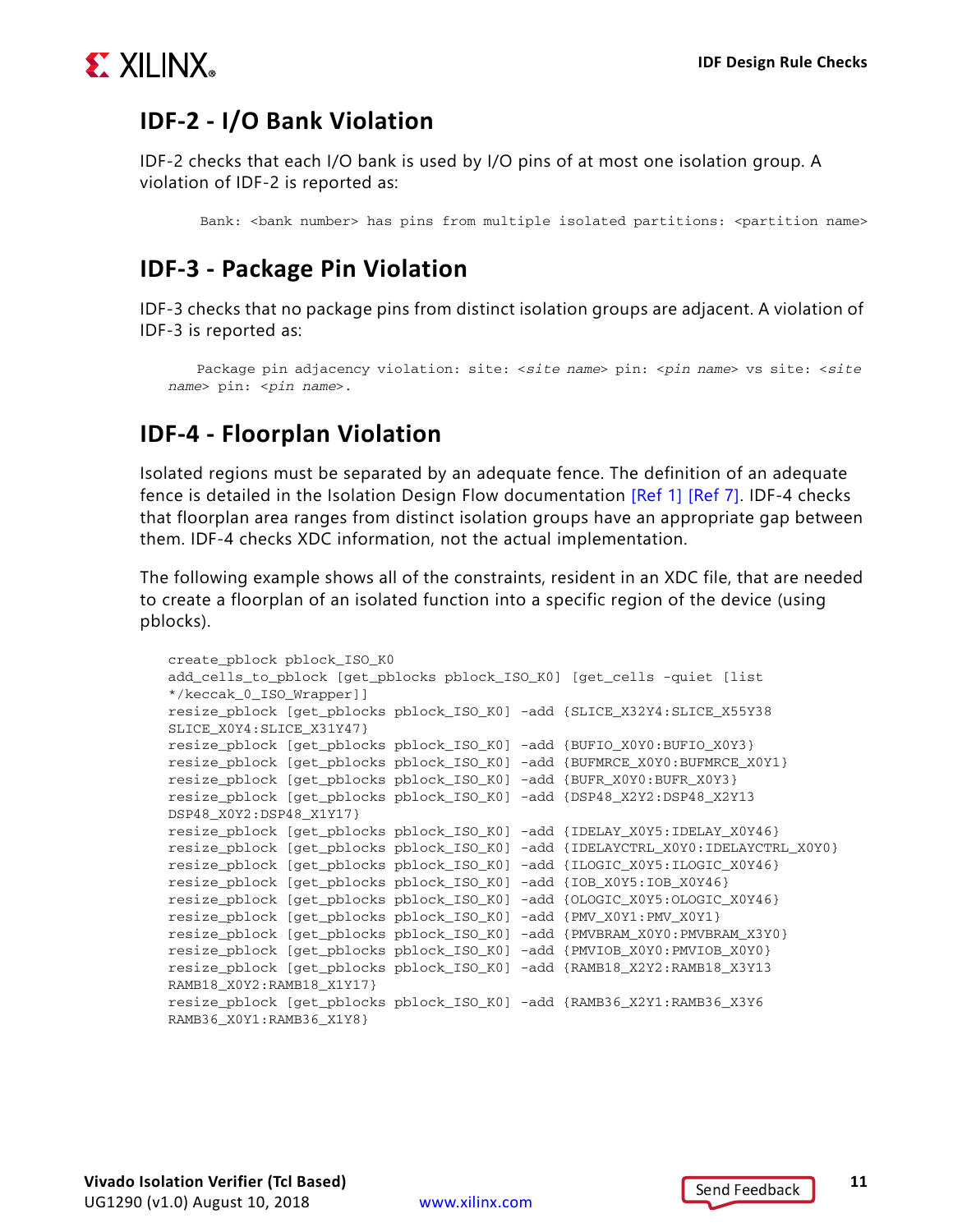## IDF-2 - I/O Bank Violation

IDF-2 checks that each I/O bank is used by I/O pins of at most one isolation group. A violation of IDF-2 is reported as:

```
Bank: <bank number> has pins from multiple isolated partitions: <partition name>
```

## IDF-3 - Package Pin Violation

IDF-3 checks that no package pins from distinct isolation groups are adjacent. A violation of IDF-3 is reported as:

```
Package pin adjacency violation: site: <site name> pin: <pin name> vs site: <site name> pin: <pin name>.
```

## IDF-4 - Floorplan Violation

Isolated regions must be separated by an adequate fence. The definition of an adequate fence is detailed in the Isolation Design Flow documentation [Ref 1] [Ref 7]. IDF-4 checks that floorplan area ranges from distinct isolation groups have an appropriate gap between them. IDF-4 checks XDC information, not the actual implementation.

The following example shows all of the constraints, resident in an XDC file, that are needed to create a floorplan of an isolated function into a specific region of the device (using pblocks).

```
create_pblock pblock_ISO_K0
add_cells_to_pblock [get_pblocks pblock_ISO_K0] [get_cells -quiet [list
*/keccak_0_ISO_Wrapper]]
resize_pblock [get_pblocks pblock_ISO_K0] -add {SLICE_X32Y4:SLICE_X55Y38
SLICE_X0Y4:SLICE_X31Y47}
resize_pblock [get_pblocks pblock_ISO_K0] -add {BUFIO_X0Y0:BUFIO_X0Y3}
resize_pblock [get_pblocks pblock_ISO_K0] -add {BUFMRCE_X0Y0:BUFMRCE_X0Y1}
resize_pblock [get_pblocks pblock_ISO_K0] -add {BUFR_X0Y0:BUFR_X0Y3}
resize_pblock [get_pblocks pblock_ISO_K0] -add {DSP48_X2Y2:DSP48_X2Y13
DSP48_X0Y2:DSP48_X1Y17}
resize_pblock [get_pblocks pblock_ISO_K0] -add {IDELAY_X0Y5:IDELAY_X0Y46}
resize_pblock [get_pblocks pblock_ISO_K0] -add {IDELAYCTRL_X0Y0:IDELAYCTRL_X0Y0}
resize_pblock [get_pblocks pblock_ISO_K0] -add {ILOGIC_X0Y5:ILOGIC_X0Y46}
resize_pblock [get_pblocks pblock_ISO_K0] -add {IOB_X0Y5:IOB_X0Y46}
resize_pblock [get_pblocks pblock_ISO_K0] -add {OLOGIC_X0Y5:OLOGIC_X0Y46}
resize_pblock [get_pblocks pblock_ISO_K0] -add {PMV_X0Y1:PMV_X0Y1}
resize_pblock [get_pblocks pblock_ISO_K0] -add {PMVBRAM_X0Y0:PMVBRAM_X3Y0}
resize_pblock [get_pblocks pblock_ISO_K0] -add {PMVIOB_X0Y0:PMVIOB_X0Y0}
resize_pblock [get_pblocks pblock_ISO_K0] -add {RAMB18_X2Y2:RAMB18_X3Y13
RAMB18_X0Y2:RAMB18_X1Y17}
resize_pblock [get_pblocks pblock_ISO_K0] -add {RAMB36_X2Y1:RAMB36_X3Y6
RAMB36_X0Y1:RAMB36_X1Y8}
```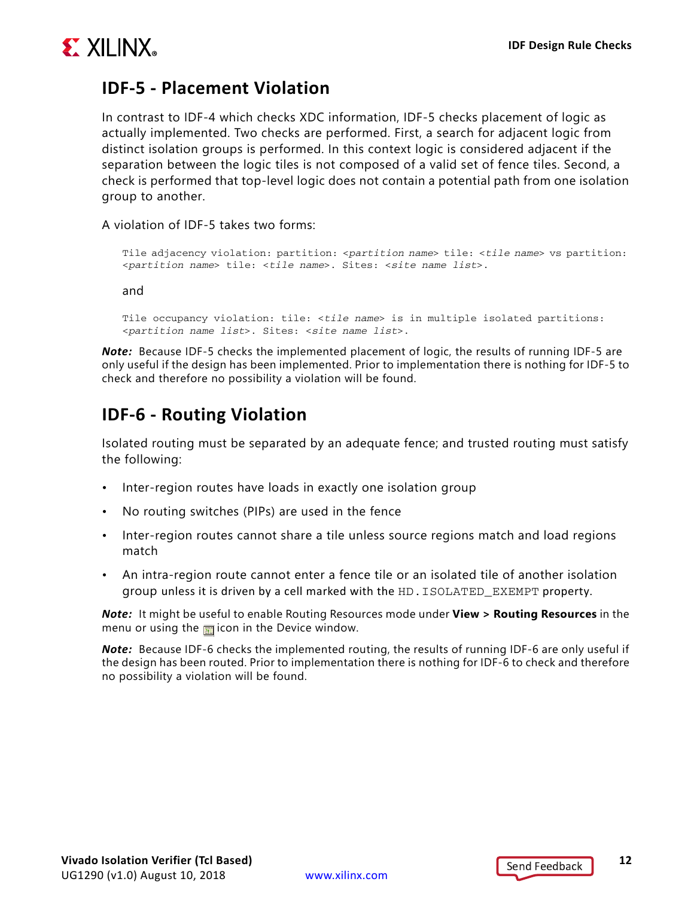## IDF-5 - Placement Violation

In contrast to IDF-4 which checks XDC information, IDF-5 checks placement of logic as actually implemented. Two checks are performed. First, a search for adjacent logic from distinct isolation groups is performed. In this context logic is considered adjacent if the separation between the logic tiles is not composed of a valid set of fence tiles. Second, a check is performed that top-level logic does not contain a potential path from one isolation group to another.

A violation of IDF-5 takes two forms:

```
Tile adjacency violation: partition: <partition name> tile: <tile name> vs partition:
<partition name> tile: <tile name>. Sites: <site name list>.
```

and

```
Tile occupancy violation: tile: <tile name> is in multiple isolated partitions:
<partition name list>. Sites: <site name list>.
```

***Note:*** Because IDF-5 checks the implemented placement of logic, the results of running IDF-5 are only useful if the design has been implemented. Prior to implementation there is nothing for IDF-5 to check and therefore no possibility a violation will be found.

## IDF-6 - Routing Violation

Isolated routing must be separated by an adequate fence; and trusted routing must satisfy the following:

- Inter-region routes have loads in exactly one isolation group
- No routing switches (PIPs) are used in the fence
- Inter-region routes cannot share a tile unless source regions match and load regions match
- An intra-region route cannot enter a fence tile or an isolated tile of another isolation group unless it is driven by a cell marked with the `HD.ISOLATED_EXEMPT` property.

***Note:*** It might be useful to enable Routing Resources mode under **View > Routing Resources** in the menu or using the icon in the Device window.

***Note:*** Because IDF-6 checks the implemented routing, the results of running IDF-6 are only useful if the design has been routed. Prior to implementation there is nothing for IDF-6 to check and therefore no possibility a violation will be found.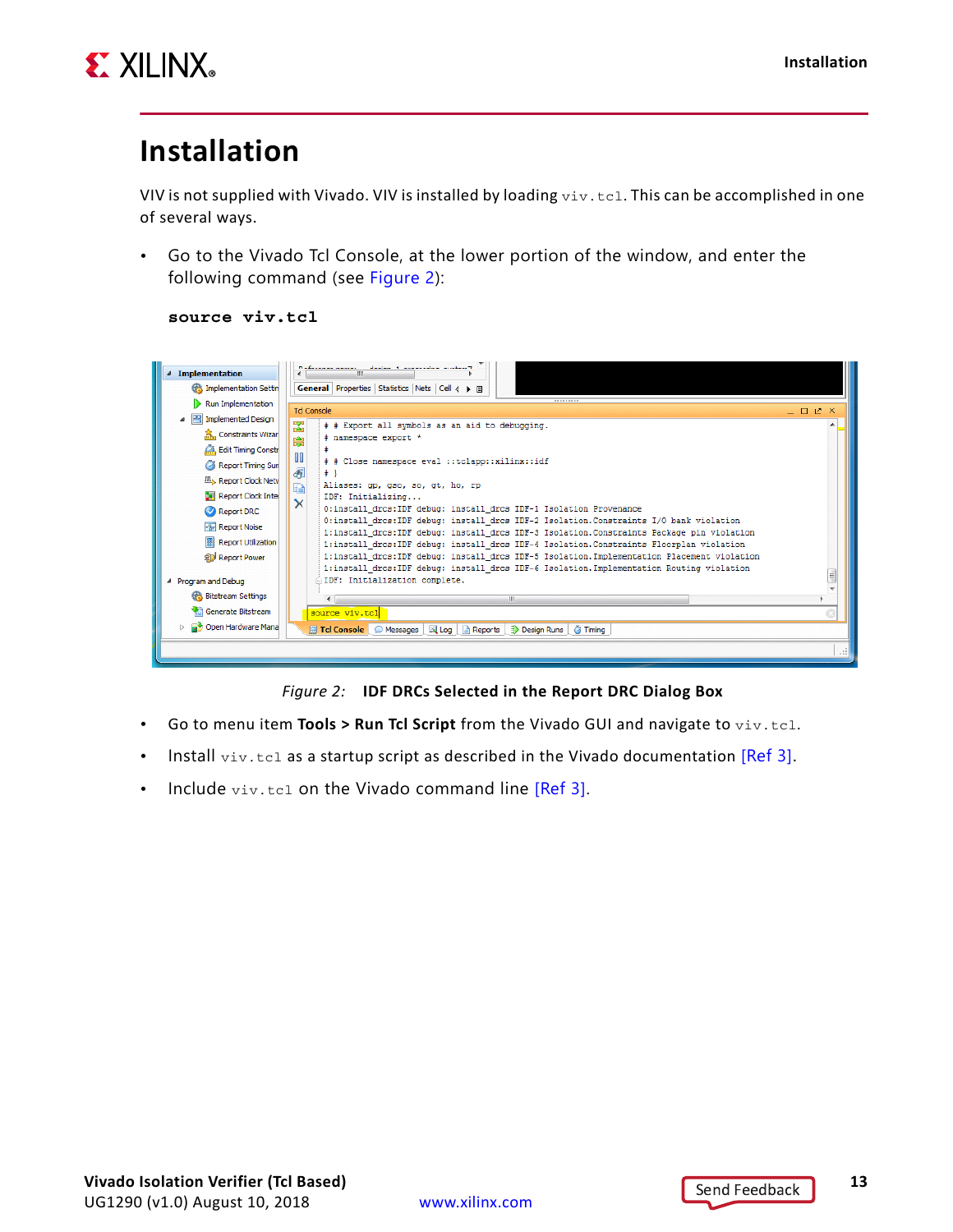# Installation

VIV is not supplied with Vivado. VIV is installed by loading `viv.tcl`. This can be accomplished in one of several ways.

- Go to the Vivado Tcl Console, at the lower portion of the window, and enter the following command (see Figure 2):

```
source viv.tcl
```

Figure 2: **IDF DRCs Selected in the Report DRC Dialog Box**

- Go to menu item **Tools > Run Tcl Script** from the Vivado GUI and navigate to `viv.tcl`.
- Install `viv.tcl` as a startup script as described in the Vivado documentation [Ref 3].
- Include `viv.tcl` on the Vivado command line [Ref 3].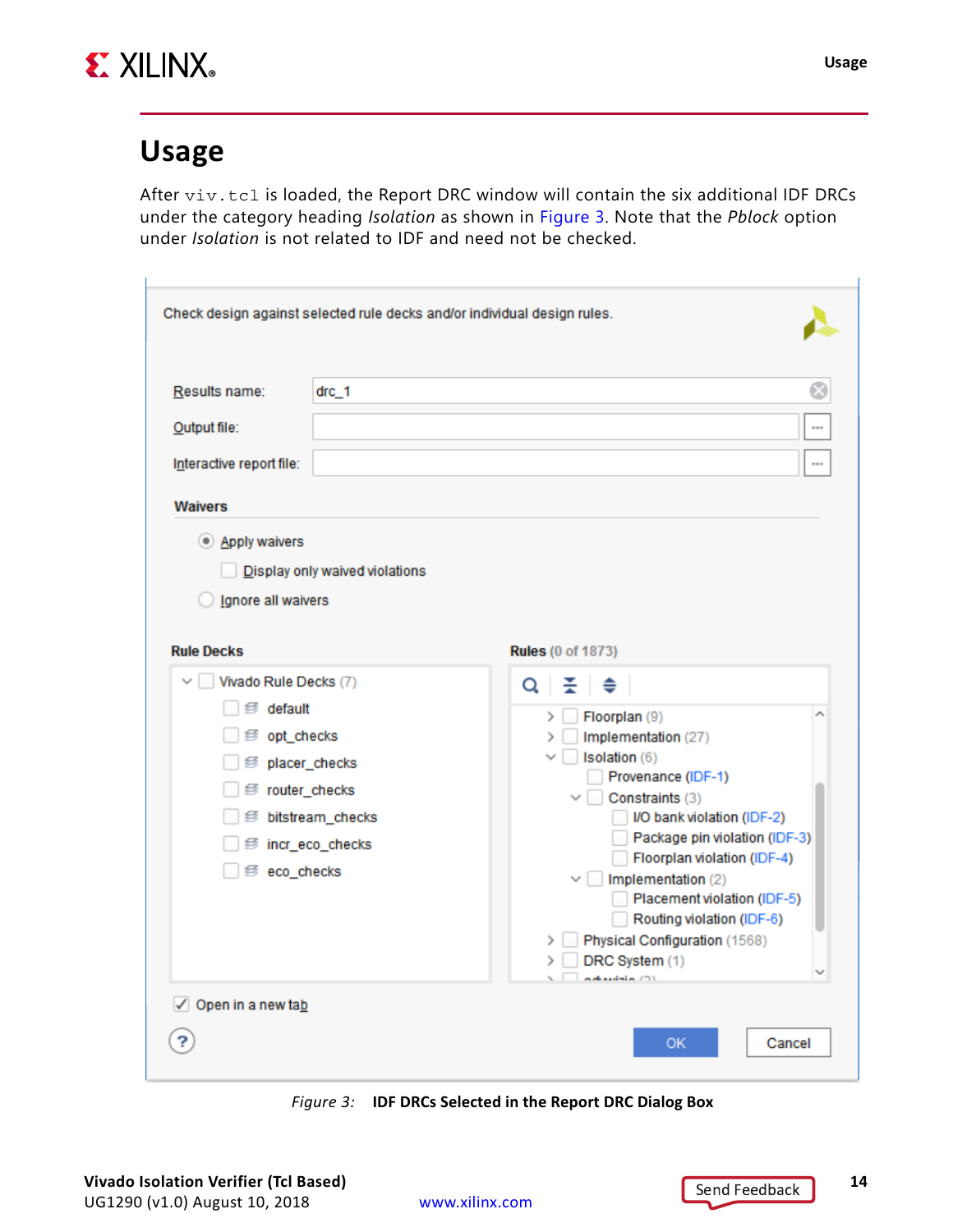# Usage

After `viv.tcl` is loaded, the Report DRC window will contain the six additional IDF DRCs under the category heading *Isolation* as shown in Figure 3. Note that the *Pblock* option under *Isolation* is not related to IDF and need not be checked.

*Figure 3:* **IDF DRCs Selected in the Report DRC Dialog Box**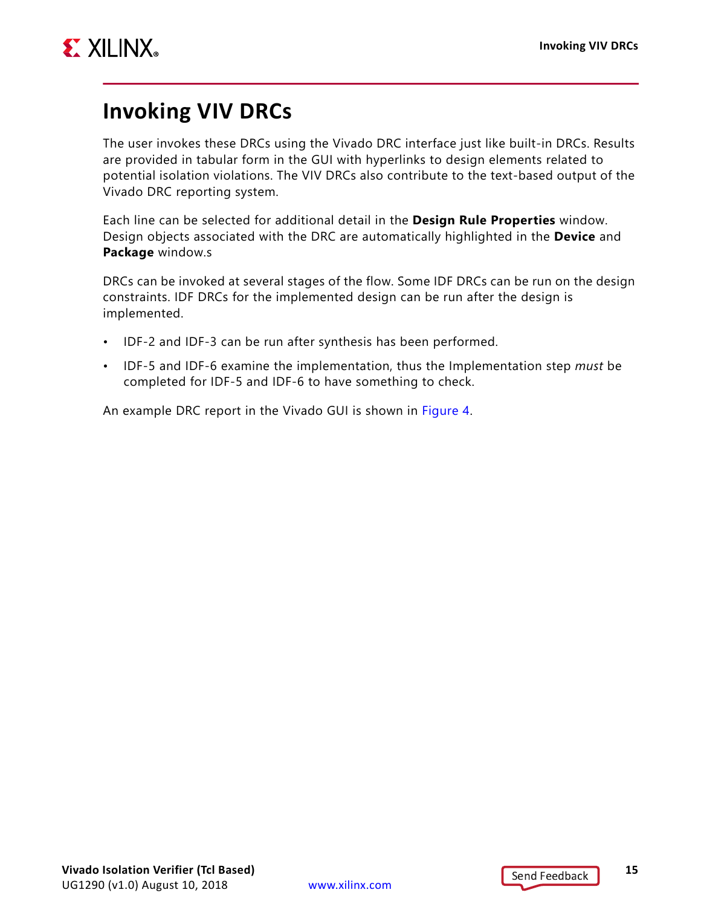# Invoking VIV DRCs

The user invokes these DRCs using the Vivado DRC interface just like built-in DRCs. Results are provided in tabular form in the GUI with hyperlinks to design elements related to potential isolation violations. The VIV DRCs also contribute to the text-based output of the Vivado DRC reporting system.

Each line can be selected for additional detail in the **Design Rule Properties** window. Design objects associated with the DRC are automatically highlighted in the **Device** and **Package** window.s

DRCs can be invoked at several stages of the flow. Some IDF DRCs can be run on the design constraints. IDF DRCs for the implemented design can be run after the design is implemented.

- IDF-2 and IDF-3 can be run after synthesis has been performed.
- IDF-5 and IDF-6 examine the implementation, thus the Implementation step *must* be completed for IDF-5 and IDF-6 to have something to check.

An example DRC report in the Vivado GUI is shown in Figure 4.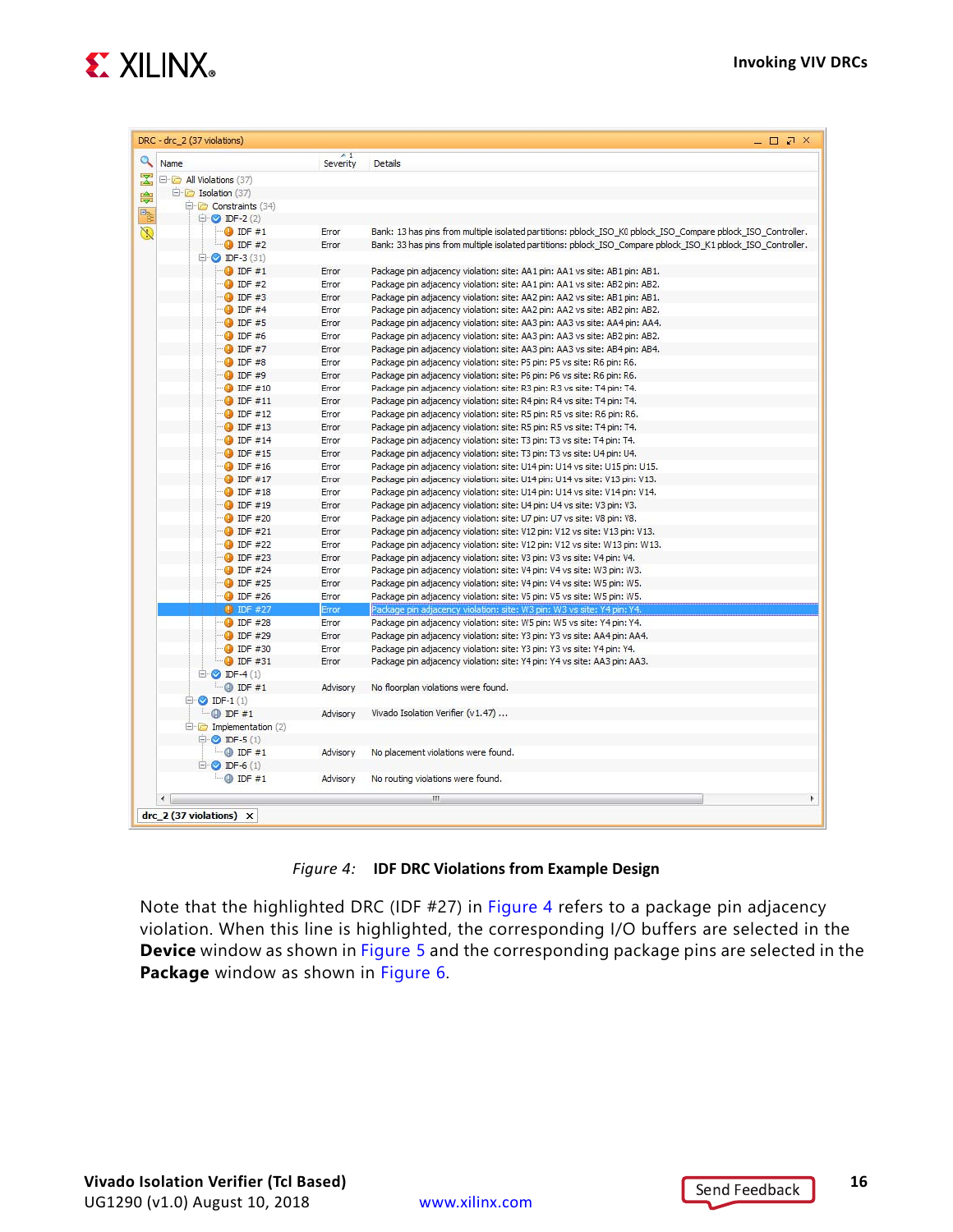| Name | Severity | Details |
|---|---|---|
| All Violations (37) | | |
| Isolation (37) | | |
| Constraints (34) | | |
| IDF-2 (2) | | |
| IDF #1 | Error | Bank: 13 has pins from multiple isolated partitions: pblock_ISO_K0 pblock_ISO_Compare pblock_ISO_Controller. |
| IDF #2 | Error | Bank: 33 has pins from multiple isolated partitions: pblock_ISO_Compare pblock_ISO_K1 pblock_ISO_Controller. |
| IDF-3 (31) | | |
| IDF #1 | Error | Package pin adjacency violation: site: AA1 pin: AA1 vs site: AB1 pin: AB1. |
| IDF #2 | Error | Package pin adjacency violation: site: AA1 pin: AA1 vs site: AB2 pin: AB2. |
| IDF #3 | Error | Package pin adjacency violation: site: AA2 pin: AA2 vs site: AB1 pin: AB1. |
| IDF #4 | Error | Package pin adjacency violation: site: AA2 pin: AA2 vs site: AB2 pin: AB2. |
| IDF #5 | Error | Package pin adjacency violation: site: AA3 pin: AA3 vs site: AA4 pin: AA4. |
| IDF #6 | Error | Package pin adjacency violation: site: AA3 pin: AA3 vs site: AB2 pin: AB2. |
| IDF #7 | Error | Package pin adjacency violation: site: AA3 pin: AA3 vs site: AB4 pin: AB4. |
| IDF #8 | Error | Package pin adjacency violation: site: P5 pin: P5 vs site: R6 pin: R6. |
| IDF #9 | Error | Package pin adjacency violation: site: P6 pin: P6 vs site: R6 pin: R6. |
| IDF #10 | Error | Package pin adjacency violation: site: R3 pin: R3 vs site: T4 pin: T4. |
| IDF #11 | Error | Package pin adjacency violation: site: R4 pin: R4 vs site: T4 pin: T4. |
| IDF #12 | Error | Package pin adjacency violation: site: R5 pin: R5 vs site: R6 pin: R6. |
| IDF #13 | Error | Package pin adjacency violation: site: R5 pin: R5 vs site: T4 pin: T4. |
| IDF #14 | Error | Package pin adjacency violation: site: T3 pin: T3 vs site: T4 pin: T4. |
| IDF #15 | Error | Package pin adjacency violation: site: T3 pin: T3 vs site: U4 pin: U4. |
| IDF #16 | Error | Package pin adjacency violation: site: U14 pin: U14 vs site: U15 pin: U15. |
| IDF #17 | Error | Package pin adjacency violation: site: U14 pin: U14 vs site: V13 pin: V13. |
| IDF #18 | Error | Package pin adjacency violation: site: U14 pin: U14 vs site: V14 pin: V14. |
| IDF #19 | Error | Package pin adjacency violation: site: U4 pin: U4 vs site: V3 pin: V3. |
| IDF #20 | Error | Package pin adjacency violation: site: U7 pin: U7 vs site: V8 pin: V8. |
| IDF #21 | Error | Package pin adjacency violation: site: V12 pin: V12 vs site: V13 pin: V13. |
| IDF #22 | Error | Package pin adjacency violation: site: V12 pin: V12 vs site: W13 pin: W13. |
| IDF #23 | Error | Package pin adjacency violation: site: V3 pin: V3 vs site: V4 pin: V4. |
| IDF #24 | Error | Package pin adjacency violation: site: V4 pin: V4 vs site: W3 pin: W3. |
| IDF #25 | Error | Package pin adjacency violation: site: V4 pin: V4 vs site: W5 pin: W5. |
| IDF #26 | Error | Package pin adjacency violation: site: V5 pin: V5 vs site: W5 pin: W5. |
| IDF #27 | Error | Package pin adjacency violation: site: W3 pin: W3 vs site: Y4 pin: Y4. |
| IDF #28 | Error | Package pin adjacency violation: site: W5 pin: W5 vs site: Y4 pin: Y4. |
| IDF #29 | Error | Package pin adjacency violation: site: Y3 pin: Y3 vs site: AA4 pin: AA4. |
| IDF #30 | Error | Package pin adjacency violation: site: Y3 pin: Y3 vs site: Y4 pin: Y4. |
| IDF #31 | Error | Package pin adjacency violation: site: Y4 pin: Y4 vs site: AA3 pin: AA3. |
| IDF-4 (1) | | |
| IDF #1 | Advisory | No floorplan violations were found. |
| IDF-1 (1) | | |
| IDF #1 | Advisory | Vivado Isolation Verifier (v1.47) ... |
| Implementation (2) | | |
| IDF-5 (1) | | |
| IDF #1 | Advisory | No placement violations were found. |
| IDF-6 (1) | | |
| IDF #1 | Advisory | No routing violations were found. |

*Figure 4:* **IDF DRC Violations from Example Design**

Note that the highlighted DRC (IDF #27) in Figure 4 refers to a package pin adjacency violation. When this line is highlighted, the corresponding I/O buffers are selected in the **Device** window as shown in Figure 5 and the corresponding package pins are selected in the **Package** window as shown in Figure 6.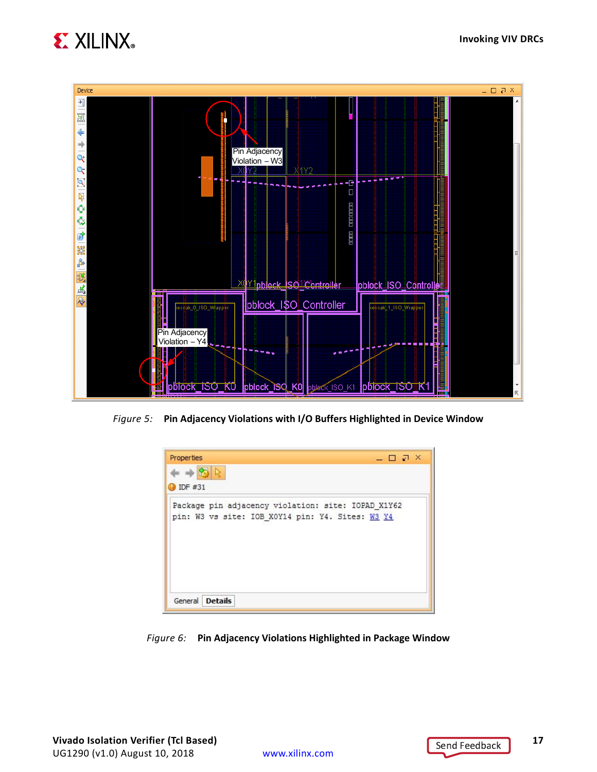*Figure 5:* **Pin Adjacency Violations with I/O Buffers Highlighted in Device Window**

*Figure 6:* **Pin Adjacency Violations Highlighted in Package Window**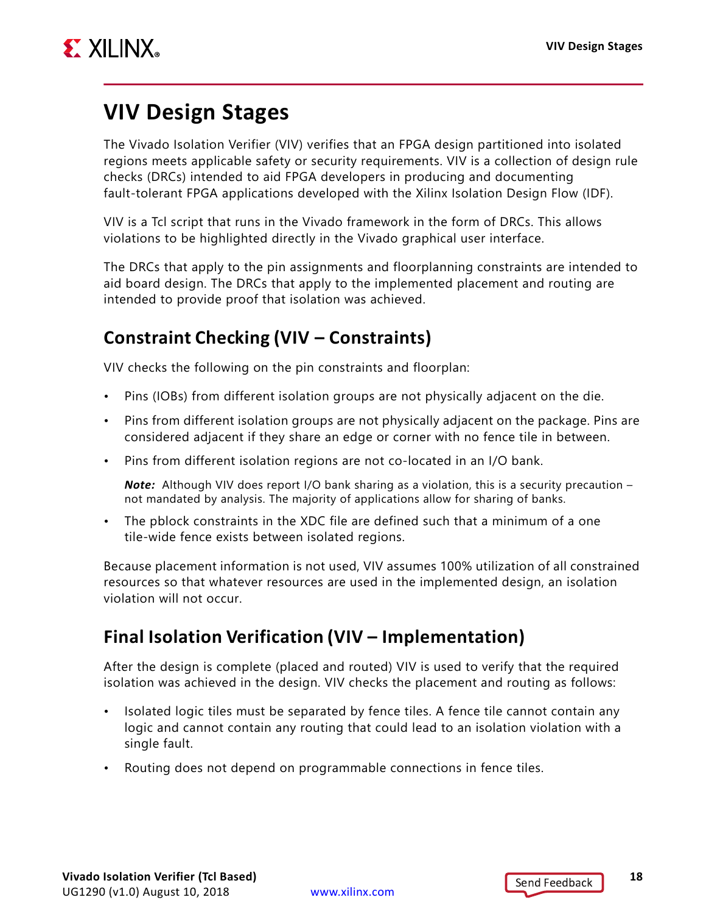# VIV Design Stages

The Vivado Isolation Verifier (VIV) verifies that an FPGA design partitioned into isolated regions meets applicable safety or security requirements. VIV is a collection of design rule checks (DRCs) intended to aid FPGA developers in producing and documenting fault-tolerant FPGA applications developed with the Xilinx Isolation Design Flow (IDF).

VIV is a Tcl script that runs in the Vivado framework in the form of DRCs. This allows violations to be highlighted directly in the Vivado graphical user interface.

The DRCs that apply to the pin assignments and floorplanning constraints are intended to aid board design. The DRCs that apply to the implemented placement and routing are intended to provide proof that isolation was achieved.

## Constraint Checking (VIV – Constraints)

VIV checks the following on the pin constraints and floorplan:

- Pins (IOBs) from different isolation groups are not physically adjacent on the die.
- Pins from different isolation groups are not physically adjacent on the package. Pins are considered adjacent if they share an edge or corner with no fence tile in between.
- Pins from different isolation regions are not co-located in an I/O bank.

  ***Note:*** Although VIV does report I/O bank sharing as a violation, this is a security precaution – not mandated by analysis. The majority of applications allow for sharing of banks.

- The pblock constraints in the XDC file are defined such that a minimum of a one tile-wide fence exists between isolated regions.

Because placement information is not used, VIV assumes 100% utilization of all constrained resources so that whatever resources are used in the implemented design, an isolation violation will not occur.

## Final Isolation Verification (VIV – Implementation)

After the design is complete (placed and routed) VIV is used to verify that the required isolation was achieved in the design. VIV checks the placement and routing as follows:

- Isolated logic tiles must be separated by fence tiles. A fence tile cannot contain any logic and cannot contain any routing that could lead to an isolation violation with a single fault.
- Routing does not depend on programmable connections in fence tiles.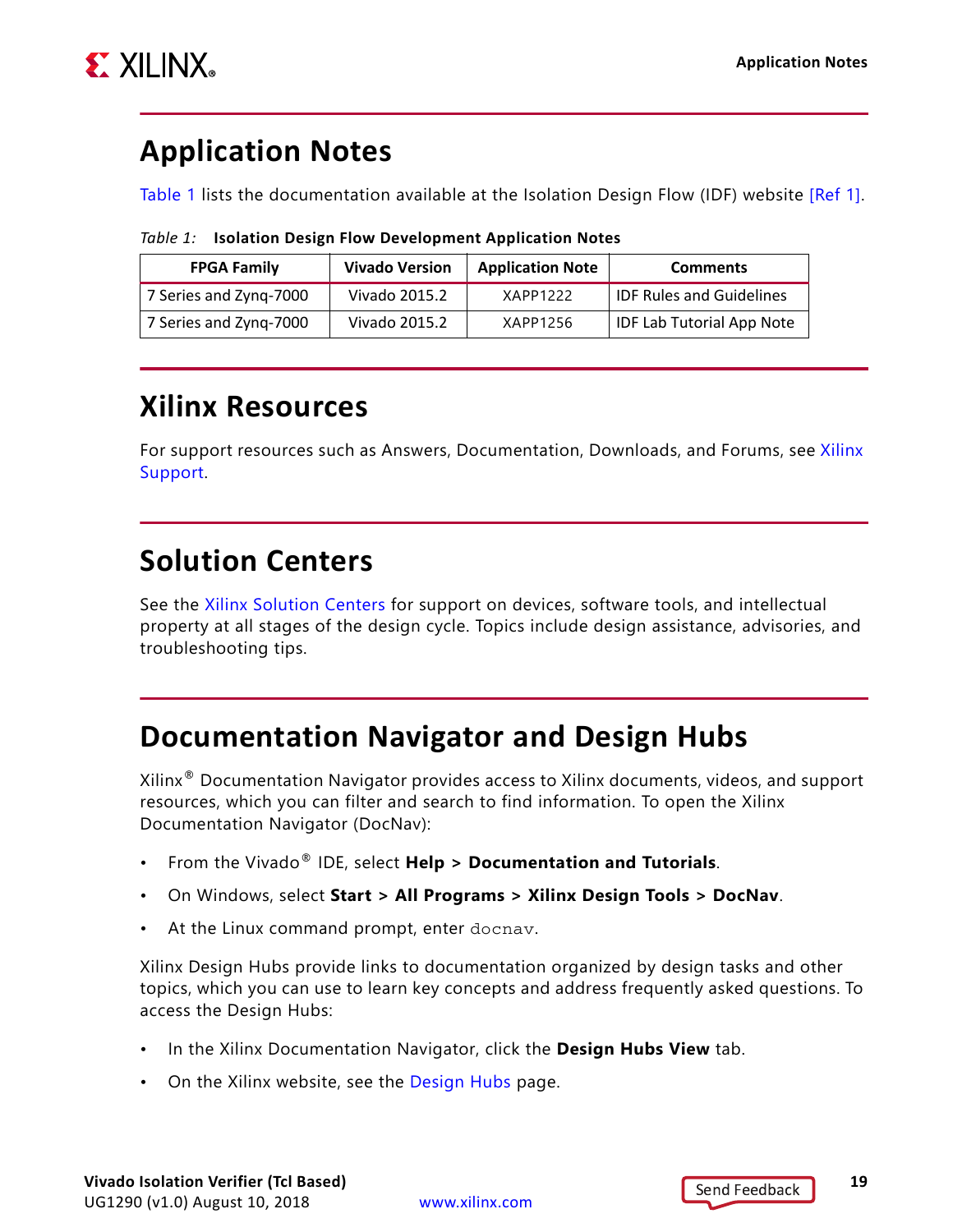## Application Notes

Table 1 lists the documentation available at the Isolation Design Flow (IDF) website [Ref 1].

*Table 1:* **Isolation Design Flow Development Application Notes**

| FPGA Family | Vivado Version | Application Note | Comments |
|---|---|---|---|
| 7 Series and Zynq-7000 | Vivado 2015.2 | XAPP1222 | IDF Rules and Guidelines |
| 7 Series and Zynq-7000 | Vivado 2015.2 | XAPP1256 | IDF Lab Tutorial App Note |

## Xilinx Resources

For support resources such as Answers, Documentation, Downloads, and Forums, see Xilinx Support.

## Solution Centers

See the Xilinx Solution Centers for support on devices, software tools, and intellectual property at all stages of the design cycle. Topics include design assistance, advisories, and troubleshooting tips.

## Documentation Navigator and Design Hubs

Xilinx® Documentation Navigator provides access to Xilinx documents, videos, and support resources, which you can filter and search to find information. To open the Xilinx Documentation Navigator (DocNav):

- From the Vivado® IDE, select **Help > Documentation and Tutorials**.
- On Windows, select **Start > All Programs > Xilinx Design Tools > DocNav**.
- At the Linux command prompt, enter `docnav`.

Xilinx Design Hubs provide links to documentation organized by design tasks and other topics, which you can use to learn key concepts and address frequently asked questions. To access the Design Hubs:

- In the Xilinx Documentation Navigator, click the **Design Hubs View** tab.
- On the Xilinx website, see the Design Hubs page.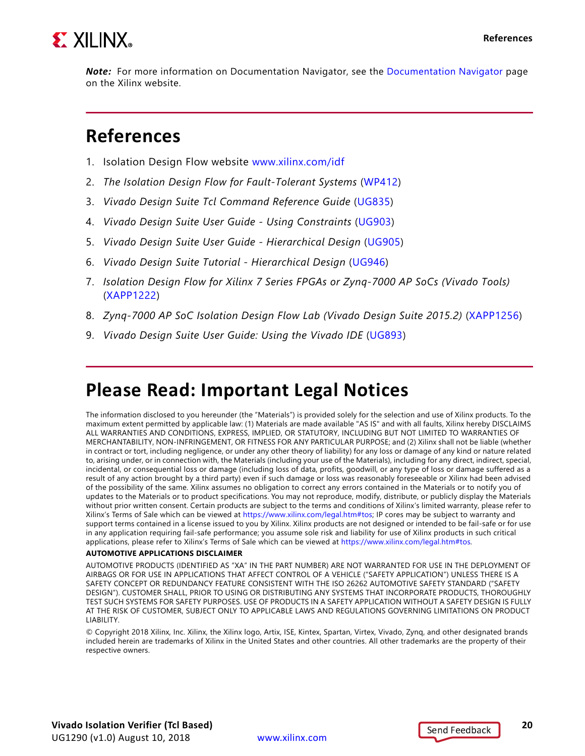***Note:*** For more information on Documentation Navigator, see the Documentation Navigator page on the Xilinx website.

## References

1. Isolation Design Flow website www.xilinx.com/idf
2. *The Isolation Design Flow for Fault-Tolerant Systems* (WP412)
3. *Vivado Design Suite Tcl Command Reference Guide* (UG835)
4. *Vivado Design Suite User Guide - Using Constraints* (UG903)
5. *Vivado Design Suite User Guide - Hierarchical Design* (UG905)
6. *Vivado Design Suite Tutorial - Hierarchical Design* (UG946)
7. *Isolation Design Flow for Xilinx 7 Series FPGAs or Zynq-7000 AP SoCs (Vivado Tools)* (XAPP1222)
8. *Zynq-7000 AP SoC Isolation Design Flow Lab (Vivado Design Suite 2015.2)* (XAPP1256)
9. *Vivado Design Suite User Guide: Using the Vivado IDE* (UG893)

## Please Read: Important Legal Notices

The information disclosed to you hereunder (the "Materials") is provided solely for the selection and use of Xilinx products. To the maximum extent permitted by applicable law: (1) Materials are made available "AS IS" and with all faults, Xilinx hereby DISCLAIMS ALL WARRANTIES AND CONDITIONS, EXPRESS, IMPLIED, OR STATUTORY, INCLUDING BUT NOT LIMITED TO WARRANTIES OF MERCHANTABILITY, NON-INFRINGEMENT, OR FITNESS FOR ANY PARTICULAR PURPOSE; and (2) Xilinx shall not be liable (whether in contract or tort, including negligence, or under any other theory of liability) for any loss or damage of any kind or nature related to, arising under, or in connection with, the Materials (including your use of the Materials), including for any direct, indirect, special, incidental, or consequential loss or damage (including loss of data, profits, goodwill, or any type of loss or damage suffered as a result of any action brought by a third party) even if such damage or loss was reasonably foreseeable or Xilinx had been advised of the possibility of the same. Xilinx assumes no obligation to correct any errors contained in the Materials or to notify you of updates to the Materials or to product specifications. You may not reproduce, modify, distribute, or publicly display the Materials without prior written consent. Certain products are subject to the terms and conditions of Xilinx's limited warranty, please refer to Xilinx's Terms of Sale which can be viewed at https://www.xilinx.com/legal.htm#tos; IP cores may be subject to warranty and support terms contained in a license issued to you by Xilinx. Xilinx products are not designed or intended to be fail-safe or for use in any application requiring fail-safe performance; you assume sole risk and liability for use of Xilinx products in such critical applications, please refer to Xilinx's Terms of Sale which can be viewed at https://www.xilinx.com/legal.htm#tos.

**AUTOMOTIVE APPLICATIONS DISCLAIMER**

AUTOMOTIVE PRODUCTS (IDENTIFIED AS "XA" IN THE PART NUMBER) ARE NOT WARRANTED FOR USE IN THE DEPLOYMENT OF AIRBAGS OR FOR USE IN APPLICATIONS THAT AFFECT CONTROL OF A VEHICLE ("SAFETY APPLICATION") UNLESS THERE IS A SAFETY CONCEPT OR REDUNDANCY FEATURE CONSISTENT WITH THE ISO 26262 AUTOMOTIVE SAFETY STANDARD ("SAFETY DESIGN"). CUSTOMER SHALL, PRIOR TO USING OR DISTRIBUTING ANY SYSTEMS THAT INCORPORATE PRODUCTS, THOROUGHLY TEST SUCH SYSTEMS FOR SAFETY PURPOSES. USE OF PRODUCTS IN A SAFETY APPLICATION WITHOUT A SAFETY DESIGN IS FULLY AT THE RISK OF CUSTOMER, SUBJECT ONLY TO APPLICABLE LAWS AND REGULATIONS GOVERNING LIMITATIONS ON PRODUCT LIABILITY.

© Copyright 2018 Xilinx, Inc. Xilinx, the Xilinx logo, Artix, ISE, Kintex, Spartan, Virtex, Vivado, Zynq, and other designated brands included herein are trademarks of Xilinx in the United States and other countries. All other trademarks are the property of their respective owners.